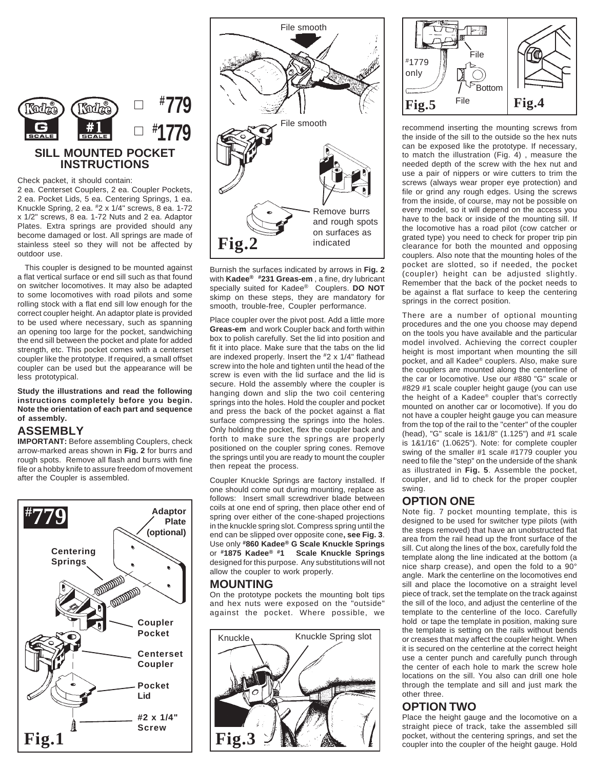☐ #779

☐ #1779

## SILL MOUNTED POCKET INSTRUCTIONS

Check packet, it should contain:
2 ea. Centerset Couplers, 2 ea. Coupler Pockets, 2 ea. Pocket Lids, 5 ea. Centering Springs, 1 ea. Knuckle Spring, 2 ea. #2 x 1/4" screws, 8 ea. 1-72 x 1/2" screws, 8 ea. 1-72 Nuts and 2 ea. Adaptor Plates. Extra springs are provided should any become damaged or lost. All springs are made of stainless steel so they will not be affected by outdoor use.

This coupler is designed to be mounted against a flat vertical surface or end sill such as that found on switcher locomotives. It may also be adapted to some locomotives with road pilots and some rolling stock with a flat end sill low enough for the correct coupler height. An adaptor plate is provided to be used where necessary, such as spanning an opening too large for the pocket, sandwiching the end sill between the pocket and plate for added strength, etc. This pocket comes with a centerset coupler like the prototype. If required, a small offset coupler can be used but the appearance will be less prototypical.

**Study the illustrations and read the following instructions completely before you begin. Note the orientation of each part and sequence of assembly.**

## ASSEMBLY

**IMPORTANT:** Before assembling Couplers, check arrow-marked areas shown in **Fig. 2** for burrs and rough spots. Remove all flash and burrs with fine file or a hobby knife to assure freedom of movement after the Coupler is assembled.

#779 — Adaptor Plate (optional), Centering Springs, Coupler Pocket, Centerset Coupler, Pocket Lid, #2 x 1/4" Screw

Fig.1

File smooth — File smooth — Remove burrs and rough spots on surfaces as indicated

Fig.2

Burnish the surfaces indicated by arrows in **Fig. 2** with **Kadee® #231 Greas-em**, a fine, dry lubricant specially suited for Kadee® Couplers. **DO NOT** skimp on these steps, they are mandatory for smooth, trouble-free, Coupler performance.

Place coupler over the pivot post. Add a little more **Greas-em** and work Coupler back and forth within box to polish carefully. Set the lid into position and fit it into place. Make sure that the tabs on the lid are indexed properly. Insert the #2 x 1/4" flathead screw into the hole and tighten until the head of the screw is even with the lid surface and the lid is secure. Hold the assembly where the coupler is hanging down and slip the two coil centering springs into the holes. Hold the coupler and pocket and press the back of the pocket against a flat surface compressing the springs into the holes. Only holding the pocket, flex the coupler back and forth to make sure the springs are properly positioned on the coupler spring cones. Remove the springs until you are ready to mount the coupler then repeat the process.

Coupler Knuckle Springs are factory installed. If one should come out during mounting, replace as follows: Insert small screwdriver blade between coils at one end of spring, then place other end of spring over either of the cone-shaped projections in the knuckle spring slot. Compress spring until the end can be slipped over opposite cone**, see Fig. 3**. Use only **#860 Kadee® G Scale Knuckle Springs** or **#1875 Kadee® #1 Scale Knuckle Springs** designed for this purpose. Any substitutions will not allow the coupler to work properly.

## MOUNTING

On the prototype pockets the mounting bolt tips and hex nuts were exposed on the "outside" against the pocket. Where possible, we recommend inserting the mounting screws from the inside of the sill to the outside so the hex nuts can be exposed like the prototype. If necessary, to match the illustration (Fig. 4) , measure the needed depth of the screw with the hex nut and use a pair of nippers or wire cutters to trim the screws (always wear proper eye protection) and file or grind any rough edges. Using the screws from the inside, of course, may not be possible on every model, so it will depend on the access you have to the back or inside of the mounting sill. If the locomotive has a road pilot (cow catcher or grated type) you need to check for proper trip pin clearance for both the mounted and opposing couplers. Also note that the mounting holes of the pocket are slotted, so if needed, the pocket (coupler) height can be adjusted slightly. Remember that the back of the pocket needs to be against a flat surface to keep the centering springs in the correct position.

Knuckle — Knuckle Spring slot

Fig.3

#1779 only — File — Bottom — File

Fig.5

Fig.4

There are a number of optional mounting procedures and the one you choose may depend on the tools you have available and the particular model involved. Achieving the correct coupler height is most important when mounting the sill pocket, and all Kadee® couplers. Also, make sure the couplers are mounted along the centerline of the car or locomotive. Use our #880 "G" scale or #829 #1 scale coupler height gauge (you can use the height of a Kadee® coupler that's correctly mounted on another car or locomotive). If you do not have a coupler height gauge you can measure from the top of the rail to the "center" of the coupler (head), "G" scale is 1&1/8" (1.125") and #1 scale is 1&1/16" (1.0625"). Note: for complete coupler swing of the smaller #1 scale #1779 coupler you need to file the "step" on the underside of the shank as illustrated in **Fig. 5**. Assemble the pocket, coupler, and lid to check for the proper coupler swing.

## OPTION ONE

Note fig. 7 pocket mounting template, this is designed to be used for switcher type pilots (with the steps removed) that have an unobstructed flat area from the rail head up the front surface of the sill. Cut along the lines of the box, carefully fold the template along the line indicated at the bottom (a nice sharp crease), and open the fold to a 90° angle. Mark the centerline on the locomotives end sill and place the locomotive on a straight level piece of track, set the template on the track against the sill of the loco, and adjust the centerline of the template to the centerline of the loco. Carefully hold or tape the template in position, making sure the template is setting on the rails without bends or creases that may affect the coupler height. When it is secured on the centerline at the correct height use a center punch and carefully punch through the center of each hole to mark the screw hole locations on the sill. You also can drill one hole through the template and sill and just mark the other three.

## OPTION TWO

Place the height gauge and the locomotive on a straight piece of track, take the assembled sill pocket, without the centering springs, and set the coupler into the coupler of the height gauge. Hold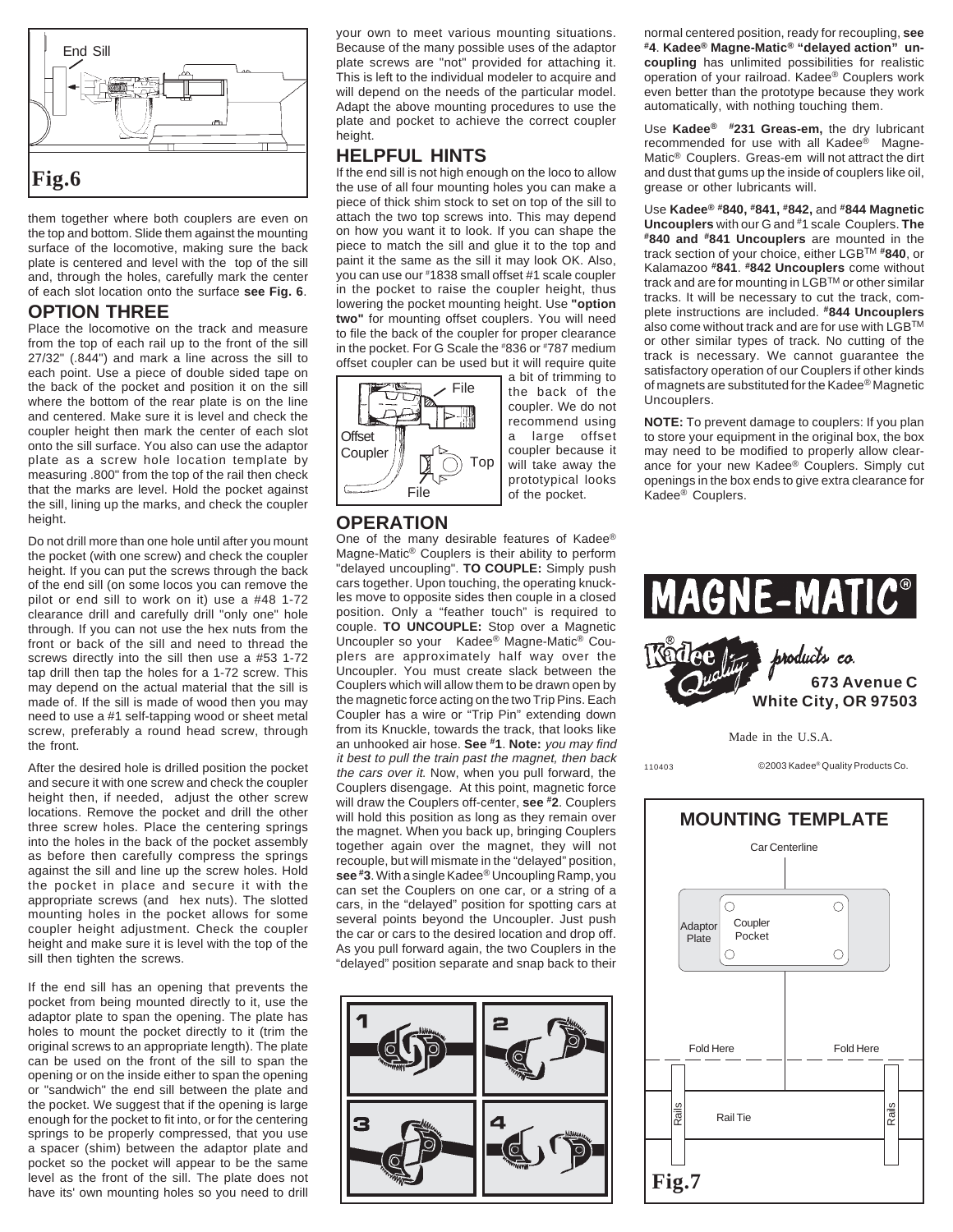End Sill

**Fig.6**

them together where both couplers are even on the top and bottom. Slide them against the mounting surface of the locomotive, making sure the back plate is centered and level with the top of the sill and, through the holes, carefully mark the center of each slot location onto the surface **see Fig. 6**.

## OPTION THREE

Place the locomotive on the track and measure from the top of each rail up to the front of the sill 27/32" (.844") and mark a line across the sill to each point. Use a piece of double sided tape on the back of the pocket and position it on the sill where the bottom of the rear plate is on the line and centered. Make sure it is level and check the coupler height then mark the center of each slot onto the sill surface. You also can use the adaptor plate as a screw hole location template by measuring .800" from the top of the rail then check that the marks are level. Hold the pocket against the sill, lining up the marks, and check the coupler height.

Do not drill more than one hole until after you mount the pocket (with one screw) and check the coupler height. If you can put the screws through the back of the end sill (on some locos you can remove the pilot or end sill to work on it) use a #48 1-72 clearance drill and carefully drill "only one" hole through. If you can not use the hex nuts from the front or back of the sill and need to thread the screws directly into the sill then use a #53 1-72 tap drill then tap the holes for a 1-72 screw. This may depend on the actual material that the sill is made of. If the sill is made of wood then you may need to use a #1 self-tapping wood or sheet metal screw, preferably a round head screw, through the front.

After the desired hole is drilled position the pocket and secure it with one screw and check the coupler height then, if needed, adjust the other screw locations. Remove the pocket and drill the other three screw holes. Place the centering springs into the holes in the back of the pocket assembly as before then carefully compress the springs against the sill and line up the screw holes. Hold the pocket in place and secure it with the appropriate screws (and hex nuts). The slotted mounting holes in the pocket allows for some coupler height adjustment. Check the coupler height and make sure it is level with the top of the sill then tighten the screws.

If the end sill has an opening that prevents the pocket from being mounted directly to it, use the adaptor plate to span the opening. The plate has holes to mount the pocket directly to it (trim the original screws to an appropriate length). The plate can be used on the front of the sill to span the opening or on the inside either to span the opening or "sandwich" the end sill between the plate and the pocket. We suggest that if the opening is large enough for the pocket to fit into, or for the centering springs to be properly compressed, that you use a spacer (shim) between the adaptor plate and pocket so the pocket will appear to be the same level as the front of the sill. The plate does not have its' own mounting holes so you need to drill your own to meet various mounting situations. Because of the many possible uses of the adaptor plate screws are "not" provided for attaching it. This is left to the individual modeler to acquire and will depend on the needs of the particular model. Adapt the above mounting procedures to use the plate and pocket to achieve the correct coupler height.

## HELPFUL HINTS

If the end sill is not high enough on the loco to allow the use of all four mounting holes you can make a piece of thick shim stock to set on top of the sill to attach the two top screws into. This may depend on how you want it to look. If you can shape the piece to match the sill and glue it to the top and paint it the same as the sill it may look OK. Also, you can use our #1838 small offset #1 scale coupler in the pocket to raise the coupler height, thus lowering the pocket mounting height. Use **"option two"** for mounting offset couplers. You will need to file the back of the coupler for proper clearance in the pocket. For G Scale the #836 or #787 medium offset coupler can be used but it will require quite a bit of trimming to the back of the coupler. We do not recommend using a large offset coupler because it will take away the prototypical looks of the pocket.

File
Offset Coupler
Top
File

## OPERATION

One of the many desirable features of Kadee® Magne-Matic® Couplers is their ability to perform "delayed uncoupling". **TO COUPLE:** Simply push cars together. Upon touching, the operating knuckles move to opposite sides then couple in a closed position. Only a "feather touch" is required to couple. **TO UNCOUPLE:** Stop over a Magnetic Uncoupler so your Kadee® Magne-Matic® Couplers are approximately half way over the Uncoupler. You must create slack between the Couplers which will allow them to be drawn open by the magnetic force acting on the two Trip Pins. Each Coupler has a wire or "Trip Pin" extending down from its Knuckle, towards the track, that looks like an unhooked air hose. **See #1**. **Note:** *you may find it best to pull the train past the magnet, then back the cars over it.* Now, when you pull forward, the Couplers disengage. At this point, magnetic force will draw the Couplers off-center, **see #2**. Couplers will hold this position as long as they remain over the magnet. When you back up, bringing Couplers together again over the magnet, they will not recouple, but will mismate in the "delayed" position, **see #3**. With a single Kadee® Uncoupling Ramp, you can set the Couplers on one car, or a string of a cars, in the "delayed" position for spotting cars at several points beyond the Uncoupler. Just push the car or cars to the desired location and drop off. As you pull forward again, the two Couplers in the "delayed" position separate and snap back to their normal centered position, ready for recoupling, **see #4**. **Kadee® Magne-Matic® "delayed action" uncoupling** has unlimited possibilities for realistic operation of your railroad. Kadee® Couplers work even better than the prototype because they work automatically, with nothing touching them.

1 2 3 4

Use **Kadee® #231 Greas-em,** the dry lubricant recommended for use with all Kadee® Magne-Matic® Couplers. Greas-em will not attract the dirt and dust that gums up the inside of couplers like oil, grease or other lubricants will.

Use **Kadee® #840, #841, #842,** and **#844 Magnetic Uncouplers** with our G and #1 scale Couplers. **The #840 and #841 Uncouplers** are mounted in the track section of your choice, either LGB™ **#840**, or Kalamazoo **#841**. **#842 Uncouplers** come without track and are for mounting in LGB™ or other similar tracks. It will be necessary to cut the track, complete instructions are included. **#844 Uncouplers** also come without track and are for use with LGB™ or other similar types of track. No cutting of the track is necessary. We cannot guarantee the satisfactory operation of our Couplers if other kinds of magnets are substituted for the Kadee® Magnetic Uncouplers.

**NOTE:** To prevent damage to couplers: If you plan to store your equipment in the original box, the box may need to be modified to properly allow clearance for your new Kadee® Couplers. Simply cut openings in the box ends to give extra clearance for Kadee® Couplers.

MAGNE-MATIC®

Kadee® Quality products co.
**673 Avenue C**
**White City, OR 97503**

Made in the U.S.A.

110403 ©2003 Kadee® Quality Products Co.

**MOUNTING TEMPLATE**

Car Centerline

Adaptor Plate
Coupler Pocket

Fold Here
Fold Here

Rails
Rail Tie
Rails

**Fig.7**